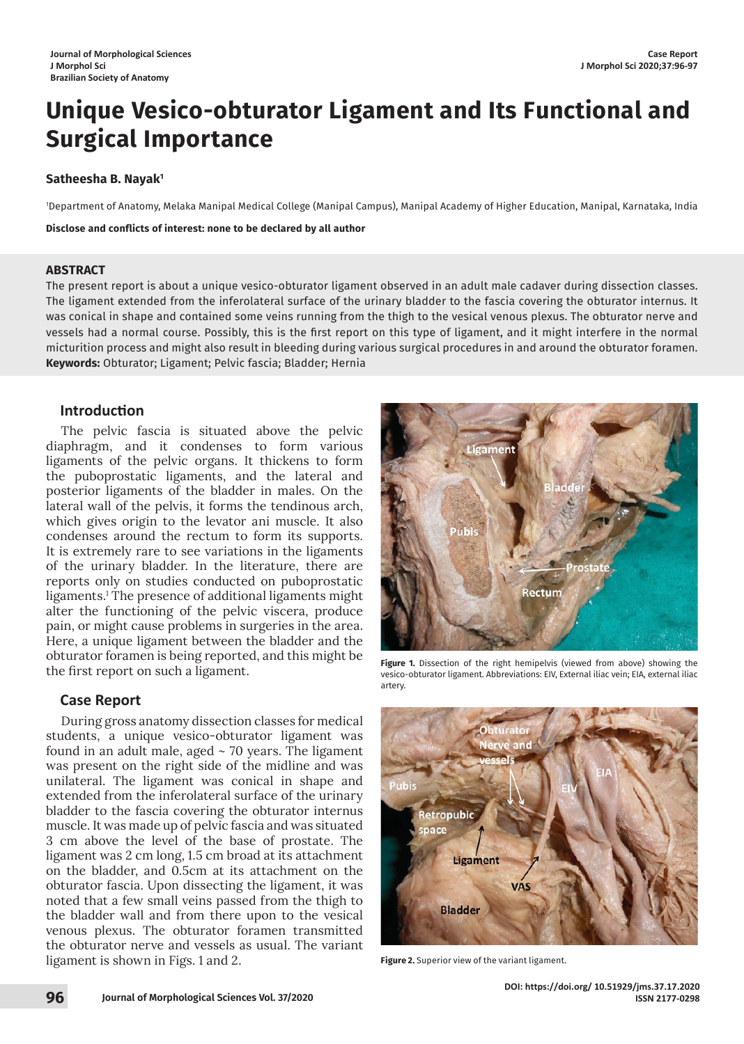# Unique Vesico-obturator Ligament and Its Functional and Surgical Importance

**Satheesha B. Nayak**[1]

[1]Department of Anatomy, Melaka Manipal Medical College (Manipal Campus), Manipal Academy of Higher Education, Manipal, Karnataka, India

**Disclose and conflicts of interest: none to be declared by all author**

## ABSTRACT

The present report is about a unique vesico-obturator ligament observed in an adult male cadaver during dissection classes. The ligament extended from the inferolateral surface of the urinary bladder to the fascia covering the obturator internus. It was conical in shape and contained some veins running from the thigh to the vesical venous plexus. The obturator nerve and vessels had a normal course. Possibly, this is the first report on this type of ligament, and it might interfere in the normal micturition process and might also result in bleeding during various surgical procedures in and around the obturator foramen.

**Keywords:** Obturator; Ligament; Pelvic fascia; Bladder; Hernia

## Introduction

The pelvic fascia is situated above the pelvic diaphragm, and it condenses to form various ligaments of the pelvic organs. It thickens to form the puboprostatic ligaments, and the lateral and posterior ligaments of the bladder in males. On the lateral wall of the pelvis, it forms the tendinous arch, which gives origin to the levator ani muscle. It also condenses around the rectum to form its supports. It is extremely rare to see variations in the ligaments of the urinary bladder. In the literature, there are reports only on studies conducted on puboprostatic ligaments.[1] The presence of additional ligaments might alter the functioning of the pelvic viscera, produce pain, or might cause problems in surgeries in the area. Here, a unique ligament between the bladder and the obturator foramen is being reported, and this might be the first report on such a ligament.

## Case Report

During gross anatomy dissection classes for medical students, a unique vesico-obturator ligament was found in an adult male, aged ~ 70 years. The ligament was present on the right side of the midline and was unilateral. The ligament was conical in shape and extended from the inferolateral surface of the urinary bladder to the fascia covering the obturator internus muscle. It was made up of pelvic fascia and was situated 3 cm above the level of the base of prostate. The ligament was 2 cm long, 1.5 cm broad at its attachment on the bladder, and 0.5cm at its attachment on the obturator fascia. Upon dissecting the ligament, it was noted that a few small veins passed from the thigh to the bladder wall and from there upon to the vesical venous plexus. The obturator foramen transmitted the obturator nerve and vessels as usual. The variant ligament is shown in Figs. 1 and 2.

**Figure 1.** Dissection of the right hemipelvis (viewed from above) showing the vesico-obturator ligament. Abbreviations: EIV, External iliac vein; EIA, external iliac artery.

**Figure 2.** Superior view of the variant ligament.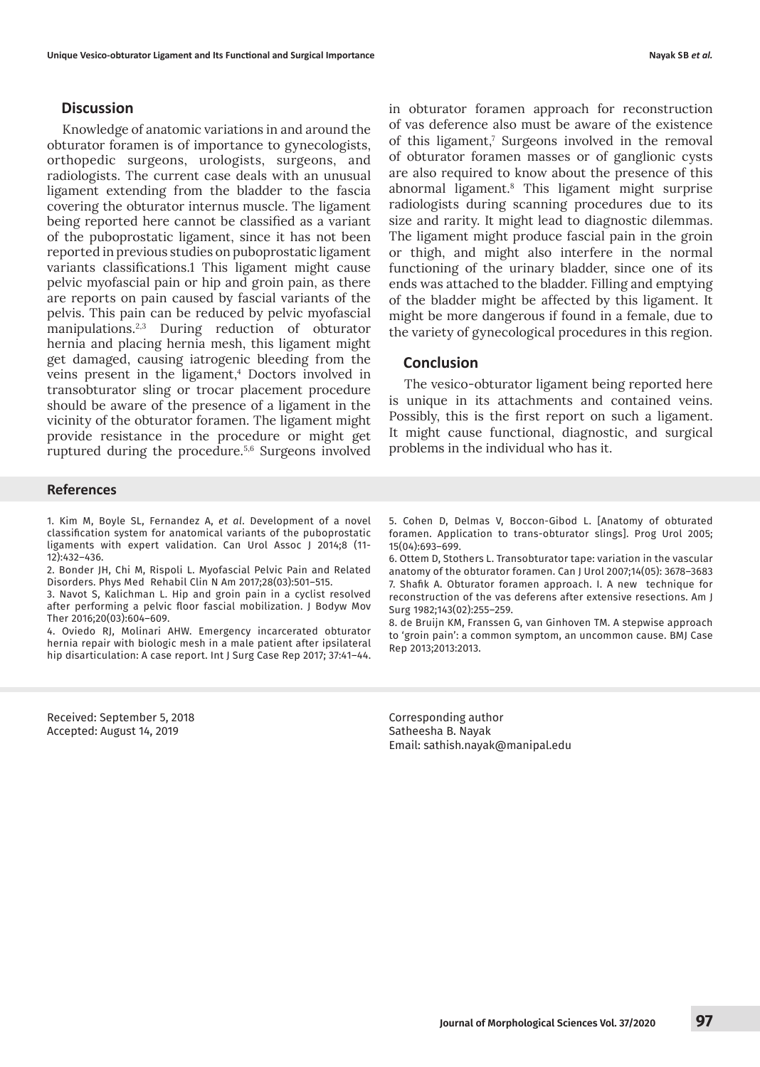## Discussion

Knowledge of anatomic variations in and around the obturator foramen is of importance to gynecologists, orthopedic surgeons, urologists, surgeons, and radiologists. The current case deals with an unusual ligament extending from the bladder to the fascia covering the obturator internus muscle. The ligament being reported here cannot be classified as a variant of the puboprostatic ligament, since it has not been reported in previous studies on puboprostatic ligament variants classifications.1 This ligament might cause pelvic myofascial pain or hip and groin pain, as there are reports on pain caused by fascial variants of the pelvis. This pain can be reduced by pelvic myofascial manipulations.[2,3] During reduction of obturator hernia and placing hernia mesh, this ligament might get damaged, causing iatrogenic bleeding from the veins present in the ligament,[4] Doctors involved in transobturator sling or trocar placement procedure should be aware of the presence of a ligament in the vicinity of the obturator foramen. The ligament might provide resistance in the procedure or might get ruptured during the procedure.[5,6] Surgeons involved in obturator foramen approach for reconstruction of vas deference also must be aware of the existence of this ligament,[7] Surgeons involved in the removal of obturator foramen masses or of ganglionic cysts are also required to know about the presence of this abnormal ligament.[8] This ligament might surprise radiologists during scanning procedures due to its size and rarity. It might lead to diagnostic dilemmas. The ligament might produce fascial pain in the groin or thigh, and might also interfere in the normal functioning of the urinary bladder, since one of its ends was attached to the bladder. Filling and emptying of the bladder might be affected by this ligament. It might be more dangerous if found in a female, due to the variety of gynecological procedures in this region.

## Conclusion

The vesico-obturator ligament being reported here is unique in its attachments and contained veins. Possibly, this is the first report on such a ligament. It might cause functional, diagnostic, and surgical problems in the individual who has it.

## References

1. Kim M, Boyle SL, Fernandez A, *et al*. Development of a novel classification system for anatomical variants of the puboprostatic ligaments with expert validation. Can Urol Assoc J 2014;8 (11-12):432–436.
2. Bonder JH, Chi M, Rispoli L. Myofascial Pelvic Pain and Related Disorders. Phys Med Rehabil Clin N Am 2017;28(03):501–515.
3. Navot S, Kalichman L. Hip and groin pain in a cyclist resolved after performing a pelvic floor fascial mobilization. J Bodyw Mov Ther 2016;20(03):604–609.
4. Oviedo RJ, Molinari AHW. Emergency incarcerated obturator hernia repair with biologic mesh in a male patient after ipsilateral hip disarticulation: A case report. Int J Surg Case Rep 2017; 37:41–44.
5. Cohen D, Delmas V, Boccon-Gibod L. [Anatomy of obturated foramen. Application to trans-obturator slings]. Prog Urol 2005; 15(04):693–699.
6. Ottem D, Stothers L. Transobturator tape: variation in the vascular anatomy of the obturator foramen. Can J Urol 2007;14(05): 3678–3683
7. Shafik A. Obturator foramen approach. I. A new technique for reconstruction of the vas deferens after extensive resections. Am J Surg 1982;143(02):255–259.
8. de Bruijn KM, Franssen G, van Ginhoven TM. A stepwise approach to 'groin pain': a common symptom, an uncommon cause. BMJ Case Rep 2013;2013:2013.

Received: September 5, 2018
Accepted: August 14, 2019

Corresponding author
Satheesha B. Nayak
Email: sathish.nayak@manipal.edu